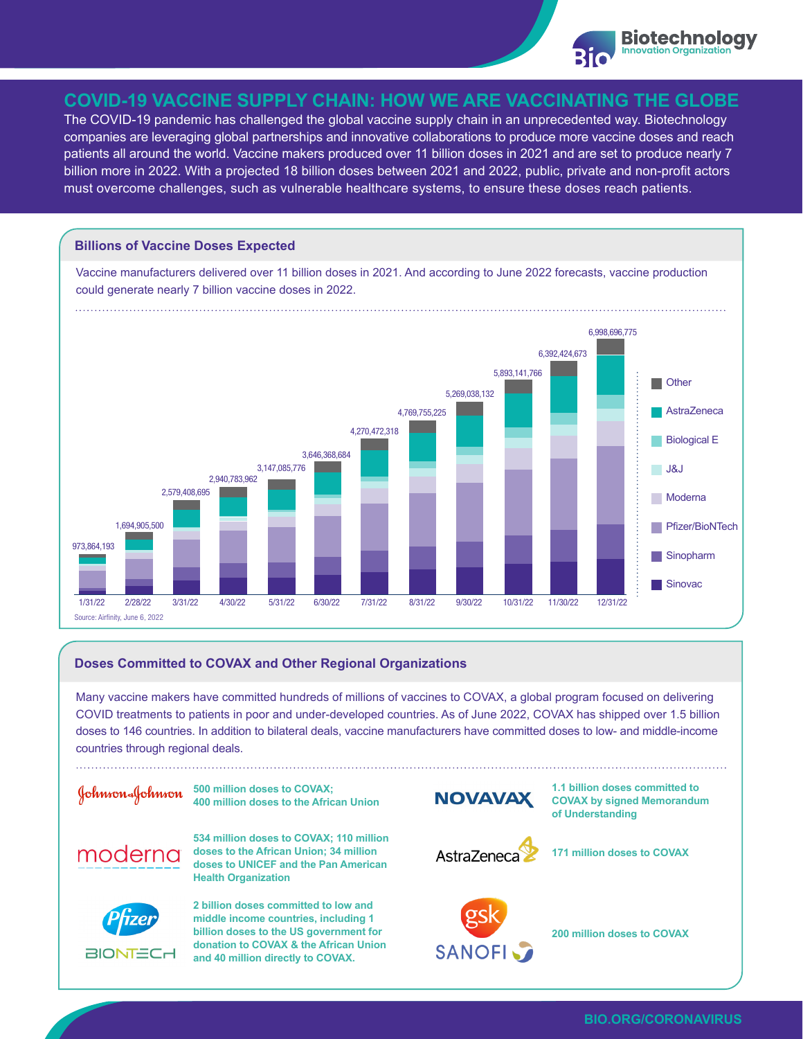# COVID-19 VACCINE SUPPLY CHAIN: HOW WE ARE VACCINATING THE GLOBE

The COVID-19 pandemic has challenged the global vaccine supply chain in an unprecedented way. Biotechnology companies are leveraging global partnerships and innovative collaborations to produce more vaccine doses and reach patients all around the world. Vaccine makers produced over 11 billion doses in 2021 and are set to produce nearly 7 billion more in 2022. With a projected 18 billion doses between 2021 and 2022, public, private and non-profit actors must overcome challenges, such as vulnerable healthcare systems, to ensure these doses reach patients.

## Billions of Vaccine Doses Expected

Vaccine manufacturers delivered over 11 billion doses in 2021. And according to June 2022 forecasts, vaccine production could generate nearly 7 billion vaccine doses in 2022.

973,864,193
1,694,905,500
2,579,408,695
2,940,783,962
3,147,085,776
3,646,368,684
4,270,472,318
4,769,755,225
5,269,038,132
5,893,141,766
6,392,424,673
6,998,696,775

1/31/22 2/28/22 3/31/22 4/30/22 5/31/22 6/30/22 7/31/22 8/31/22 9/30/22 10/31/22 11/30/22 12/31/22

Other
AstraZeneca
Biological E
J&J
Moderna
Pfizer/BioNTech
Sinopharm
Sinovac

Source: Airfinity, June 6, 2022

## Doses Committed to COVAX and Other Regional Organizations

Many vaccine makers have committed hundreds of millions of vaccines to COVAX, a global program focused on delivering COVID treatments to patients in poor and under-developed countries. As of June 2022, COVAX has shipped over 1.5 billion doses to 146 countries. In addition to bilateral deals, vaccine manufacturers have committed doses to low- and middle-income countries through regional deals.

**Johnson & Johnson:** 500 million doses to COVAX; 400 million doses to the African Union

**Moderna:** 534 million doses to COVAX; 110 million doses to the African Union; 34 million doses to UNICEF and the Pan American Health Organization

**Pfizer / BioNTech:** 2 billion doses committed to low and middle income countries, including 1 billion doses to the US government for donation to COVAX & the African Union and 40 million directly to COVAX.

**Novavax:** 1.1 billion doses committed to COVAX by signed Memorandum of Understanding

**AstraZeneca:** 171 million doses to COVAX

**GSK / Sanofi:** 200 million doses to COVAX

BIO.ORG/CORONAVIRUS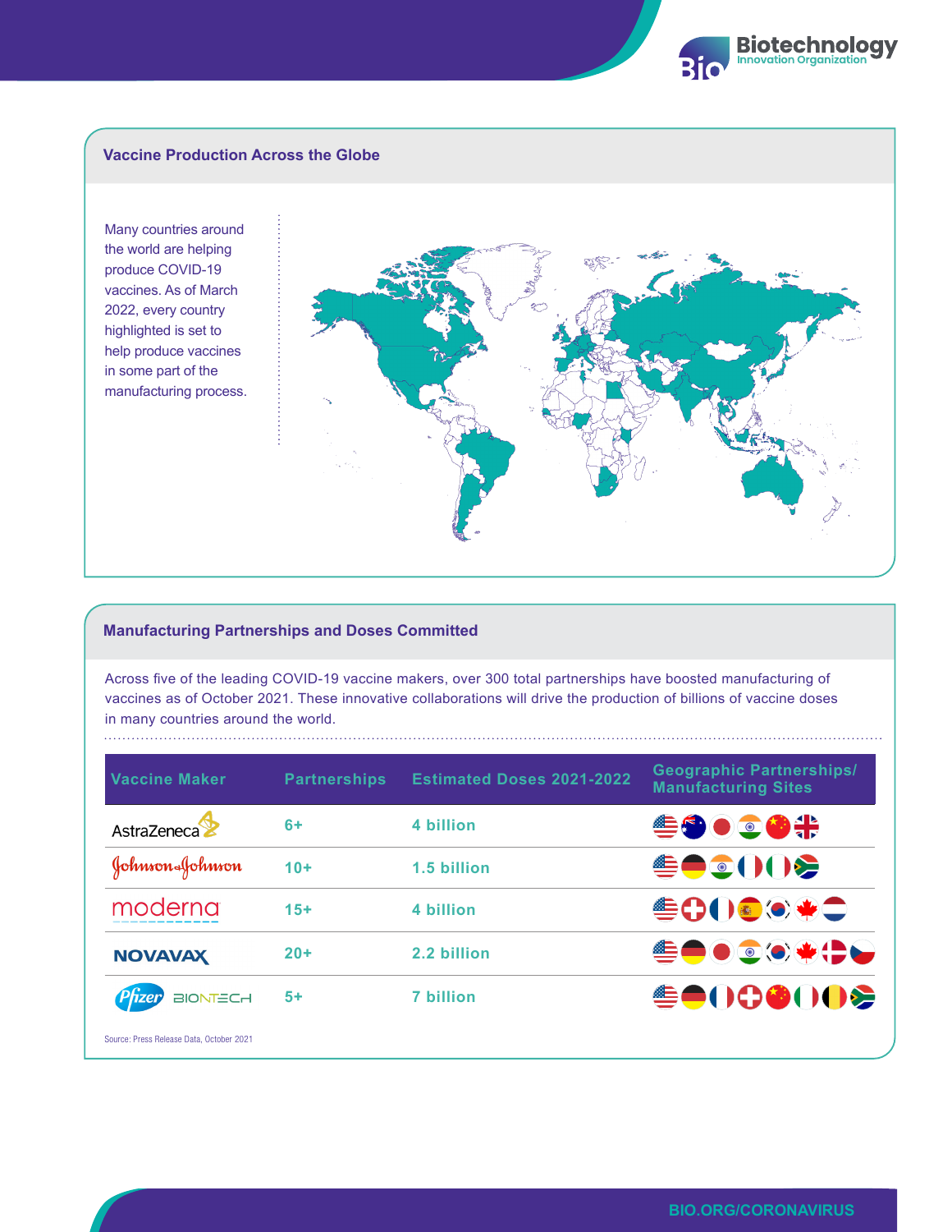## Vaccine Production Across the Globe

Many countries around the world are helping produce COVID-19 vaccines. As of March 2022, every country highlighted is set to help produce vaccines in some part of the manufacturing process.

## Manufacturing Partnerships and Doses Committed

Across five of the leading COVID-19 vaccine makers, over 300 total partnerships have boosted manufacturing of vaccines as of October 2021. These innovative collaborations will drive the production of billions of vaccine doses in many countries around the world.

| Vaccine Maker | Partnerships | Estimated Doses 2021-2022 | Geographic Partnerships/ Manufacturing Sites |
|---|---|---|---|
| AstraZeneca | 6+ | 4 billion | |
| Johnson & Johnson | 10+ | 1.5 billion | |
| moderna | 15+ | 4 billion | |
| NOVAVAX | 20+ | 2.2 billion | |
| Pfizer BIONTECH | 5+ | 7 billion | |

Source: Press Release Data, October 2021

BIO.ORG/CORONAVIRUS